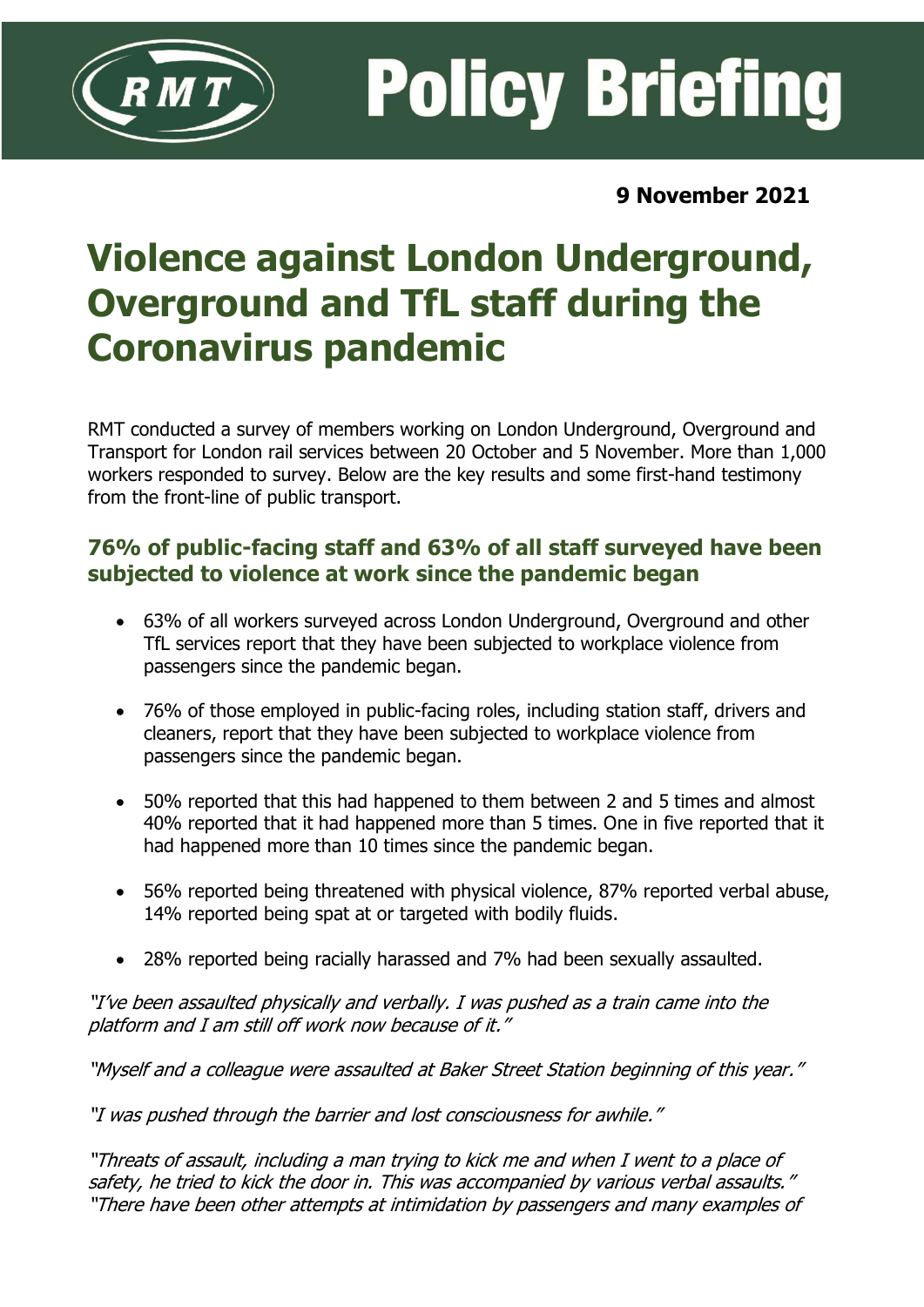RMT

# Policy Briefing

**9 November 2021**

# Violence against London Underground, Overground and TfL staff during the Coronavirus pandemic

RMT conducted a survey of members working on London Underground, Overground and Transport for London rail services between 20 October and 5 November. More than 1,000 workers responded to survey. Below are the key results and some first-hand testimony from the front-line of public transport.

## 76% of public-facing staff and 63% of all staff surveyed have been subjected to violence at work since the pandemic began

- 63% of all workers surveyed across London Underground, Overground and other TfL services report that they have been subjected to workplace violence from passengers since the pandemic began.
- 76% of those employed in public-facing roles, including station staff, drivers and cleaners, report that they have been subjected to workplace violence from passengers since the pandemic began.
- 50% reported that this had happened to them between 2 and 5 times and almost 40% reported that it had happened more than 5 times. One in five reported that it had happened more than 10 times since the pandemic began.
- 56% reported being threatened with physical violence, 87% reported verbal abuse, 14% reported being spat at or targeted with bodily fluids.
- 28% reported being racially harassed and 7% had been sexually assaulted.

*"I've been assaulted physically and verbally. I was pushed as a train came into the platform and I am still off work now because of it."*

*"Myself and a colleague were assaulted at Baker Street Station beginning of this year."*

*"I was pushed through the barrier and lost consciousness for awhile."*

*"Threats of assault, including a man trying to kick me and when I went to a place of safety, he tried to kick the door in. This was accompanied by various verbal assaults."*
*"There have been other attempts at intimidation by passengers and many examples of*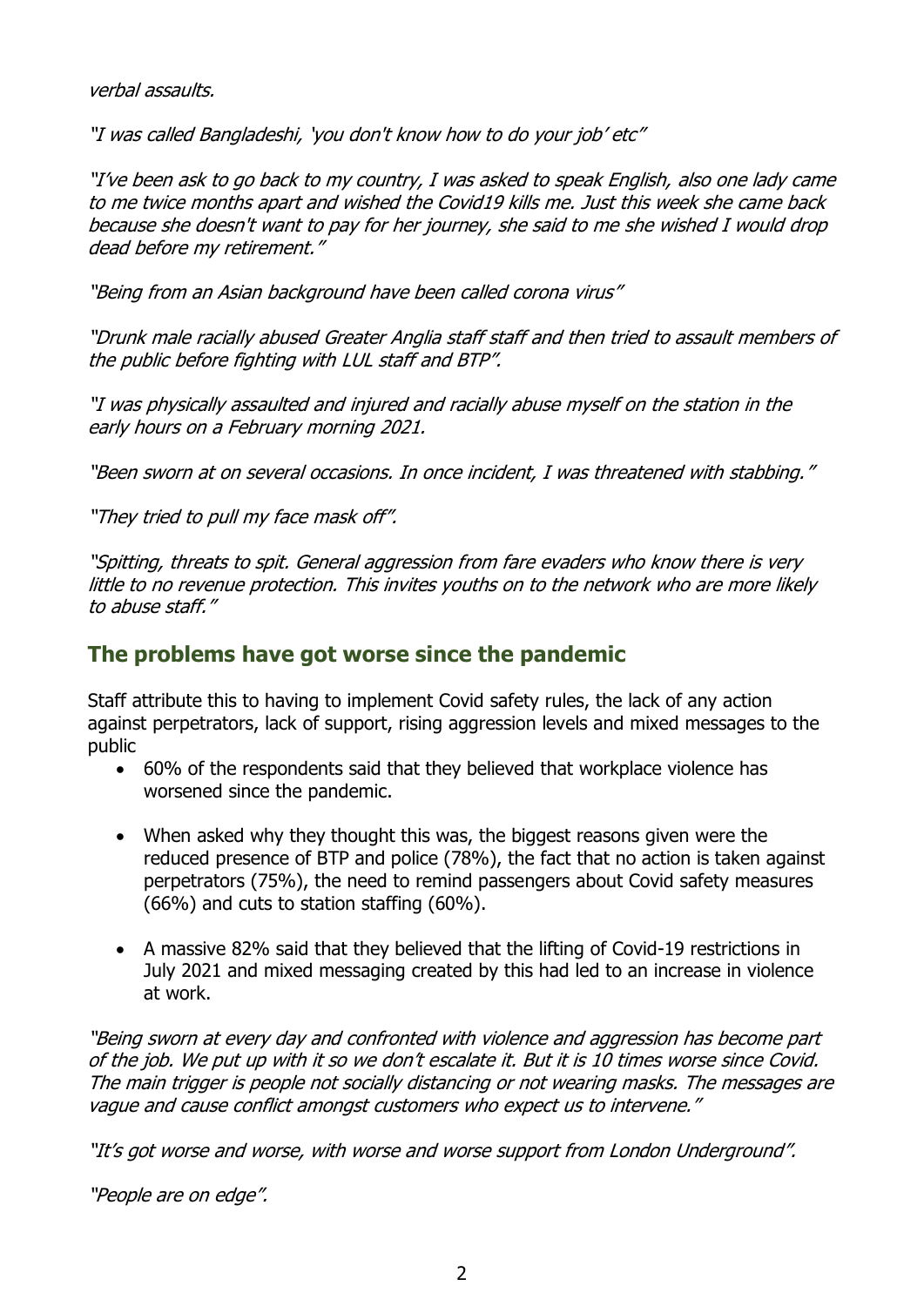*verbal assaults.*

*"I was called Bangladeshi, 'you don't know how to do your job' etc"*

*"I've been ask to go back to my country, I was asked to speak English, also one lady came to me twice months apart and wished the Covid19 kills me. Just this week she came back because she doesn't want to pay for her journey, she said to me she wished I would drop dead before my retirement."*

*"Being from an Asian background have been called corona virus"*

*"Drunk male racially abused Greater Anglia staff staff and then tried to assault members of the public before fighting with LUL staff and BTP".*

*"I was physically assaulted and injured and racially abuse myself on the station in the early hours on a February morning 2021.*

*"Been sworn at on several occasions. In once incident, I was threatened with stabbing."*

*"They tried to pull my face mask off".*

*"Spitting, threats to spit. General aggression from fare evaders who know there is very little to no revenue protection. This invites youths on to the network who are more likely to abuse staff."*

## The problems have got worse since the pandemic

Staff attribute this to having to implement Covid safety rules, the lack of any action against perpetrators, lack of support, rising aggression levels and mixed messages to the public

- 60% of the respondents said that they believed that workplace violence has worsened since the pandemic.
- When asked why they thought this was, the biggest reasons given were the reduced presence of BTP and police (78%), the fact that no action is taken against perpetrators (75%), the need to remind passengers about Covid safety measures (66%) and cuts to station staffing (60%).
- A massive 82% said that they believed that the lifting of Covid-19 restrictions in July 2021 and mixed messaging created by this had led to an increase in violence at work.

*"Being sworn at every day and confronted with violence and aggression has become part of the job. We put up with it so we don't escalate it. But it is 10 times worse since Covid. The main trigger is people not socially distancing or not wearing masks. The messages are vague and cause conflict amongst customers who expect us to intervene."*

*"It's got worse and worse, with worse and worse support from London Underground".*

*"People are on edge".*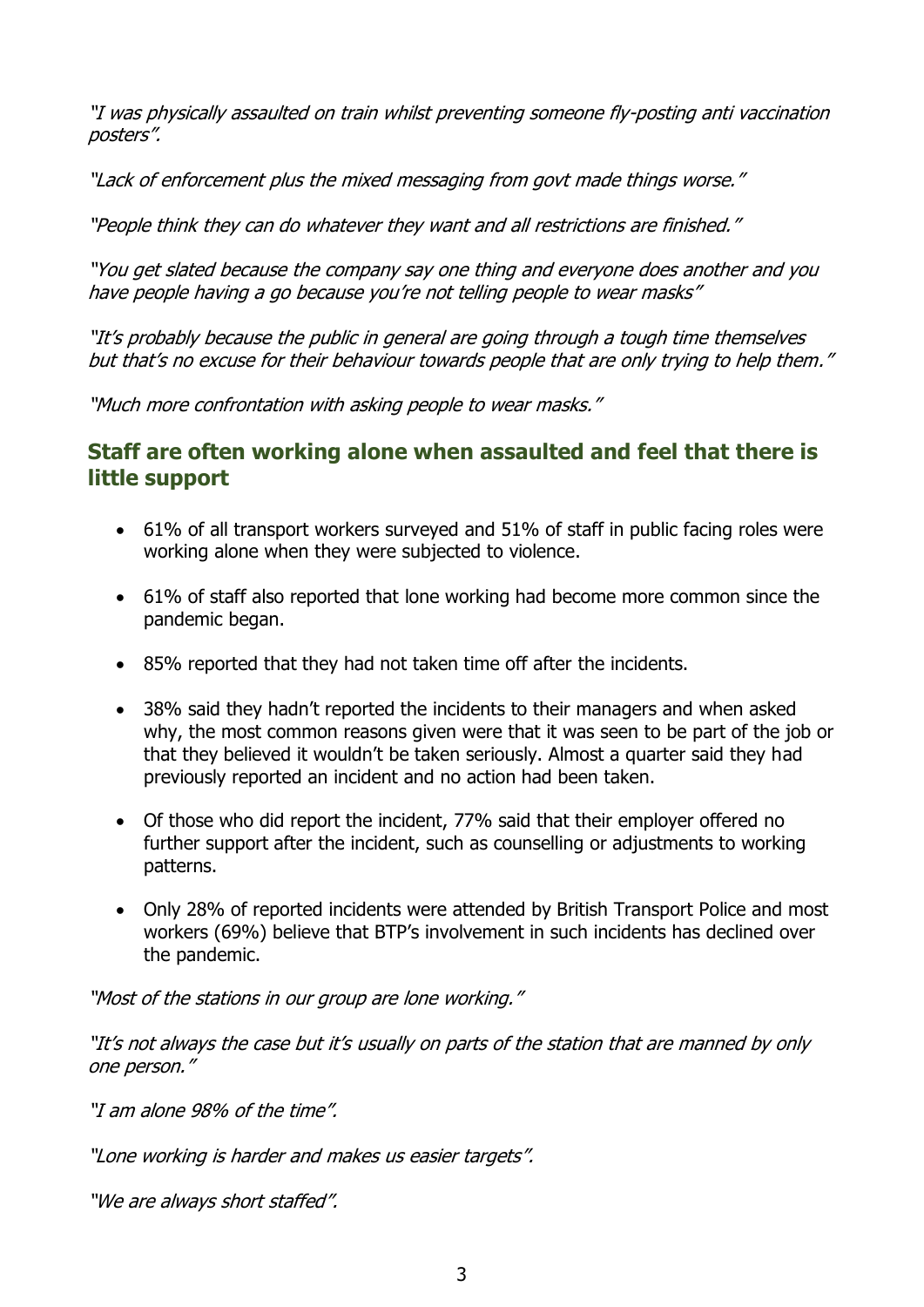*"I was physically assaulted on train whilst preventing someone fly-posting anti vaccination posters".*

*"Lack of enforcement plus the mixed messaging from govt made things worse."*

*"People think they can do whatever they want and all restrictions are finished."*

*"You get slated because the company say one thing and everyone does another and you have people having a go because you're not telling people to wear masks"*

*"It's probably because the public in general are going through a tough time themselves but that's no excuse for their behaviour towards people that are only trying to help them."*

*"Much more confrontation with asking people to wear masks."*

## Staff are often working alone when assaulted and feel that there is little support

- 61% of all transport workers surveyed and 51% of staff in public facing roles were working alone when they were subjected to violence.
- 61% of staff also reported that lone working had become more common since the pandemic began.
- 85% reported that they had not taken time off after the incidents.
- 38% said they hadn't reported the incidents to their managers and when asked why, the most common reasons given were that it was seen to be part of the job or that they believed it wouldn't be taken seriously. Almost a quarter said they had previously reported an incident and no action had been taken.
- Of those who did report the incident, 77% said that their employer offered no further support after the incident, such as counselling or adjustments to working patterns.
- Only 28% of reported incidents were attended by British Transport Police and most workers (69%) believe that BTP's involvement in such incidents has declined over the pandemic.

*"Most of the stations in our group are lone working."*

*"It's not always the case but it's usually on parts of the station that are manned by only one person."*

*"I am alone 98% of the time".*

*"Lone working is harder and makes us easier targets".*

*"We are always short staffed".*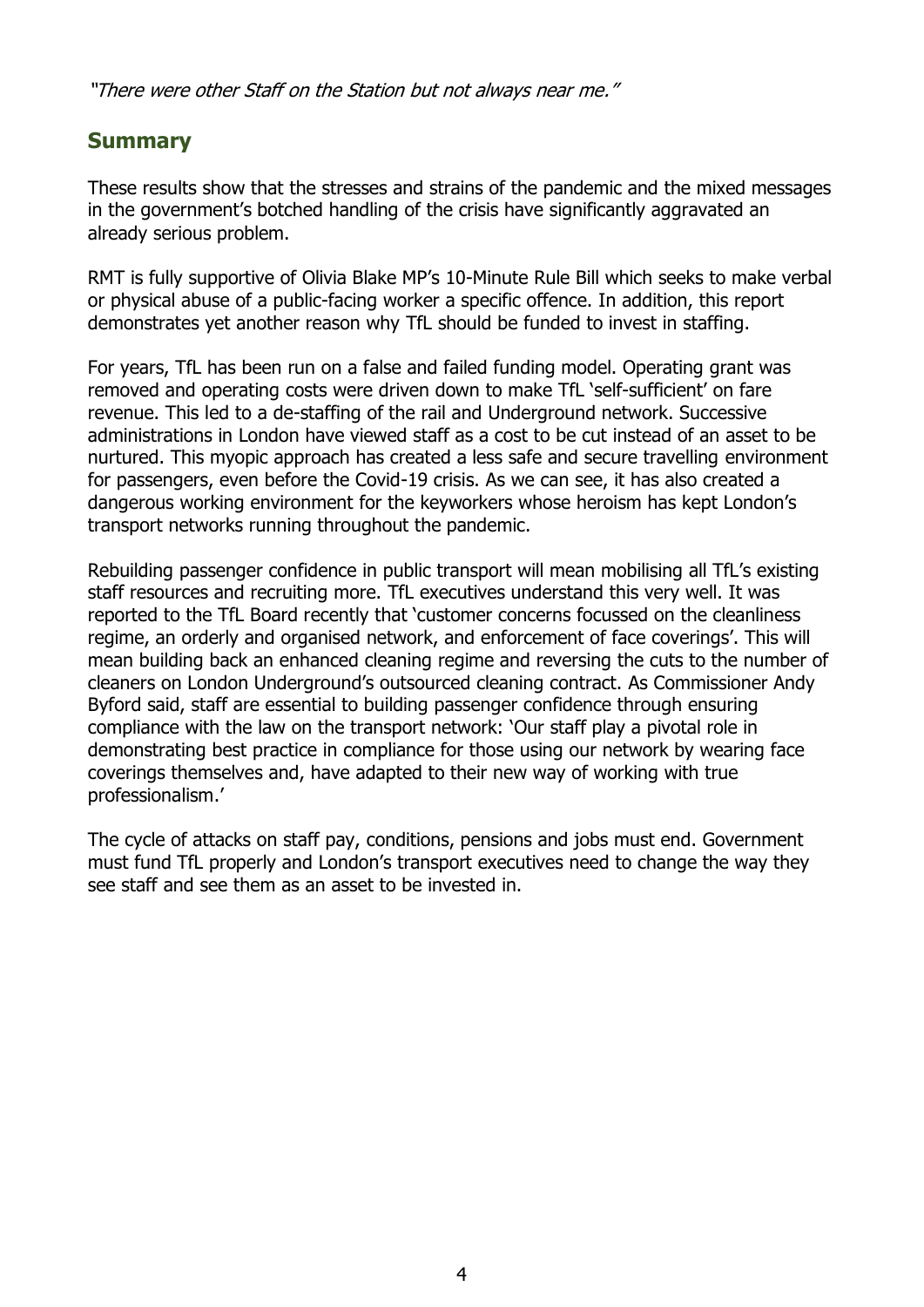*"There were other Staff on the Station but not always near me."*

## Summary

These results show that the stresses and strains of the pandemic and the mixed messages in the government's botched handling of the crisis have significantly aggravated an already serious problem.

RMT is fully supportive of Olivia Blake MP's 10-Minute Rule Bill which seeks to make verbal or physical abuse of a public-facing worker a specific offence. In addition, this report demonstrates yet another reason why TfL should be funded to invest in staffing.

For years, TfL has been run on a false and failed funding model. Operating grant was removed and operating costs were driven down to make TfL 'self-sufficient' on fare revenue. This led to a de-staffing of the rail and Underground network. Successive administrations in London have viewed staff as a cost to be cut instead of an asset to be nurtured. This myopic approach has created a less safe and secure travelling environment for passengers, even before the Covid-19 crisis. As we can see, it has also created a dangerous working environment for the keyworkers whose heroism has kept London's transport networks running throughout the pandemic.

Rebuilding passenger confidence in public transport will mean mobilising all TfL's existing staff resources and recruiting more. TfL executives understand this very well. It was reported to the TfL Board recently that 'customer concerns focussed on the cleanliness regime, an orderly and organised network, and enforcement of face coverings'. This will mean building back an enhanced cleaning regime and reversing the cuts to the number of cleaners on London Underground's outsourced cleaning contract. As Commissioner Andy Byford said, staff are essential to building passenger confidence through ensuring compliance with the law on the transport network: 'Our staff play a pivotal role in demonstrating best practice in compliance for those using our network by wearing face coverings themselves and, have adapted to their new way of working with true professionalism.'

The cycle of attacks on staff pay, conditions, pensions and jobs must end. Government must fund TfL properly and London's transport executives need to change the way they see staff and see them as an asset to be invested in.